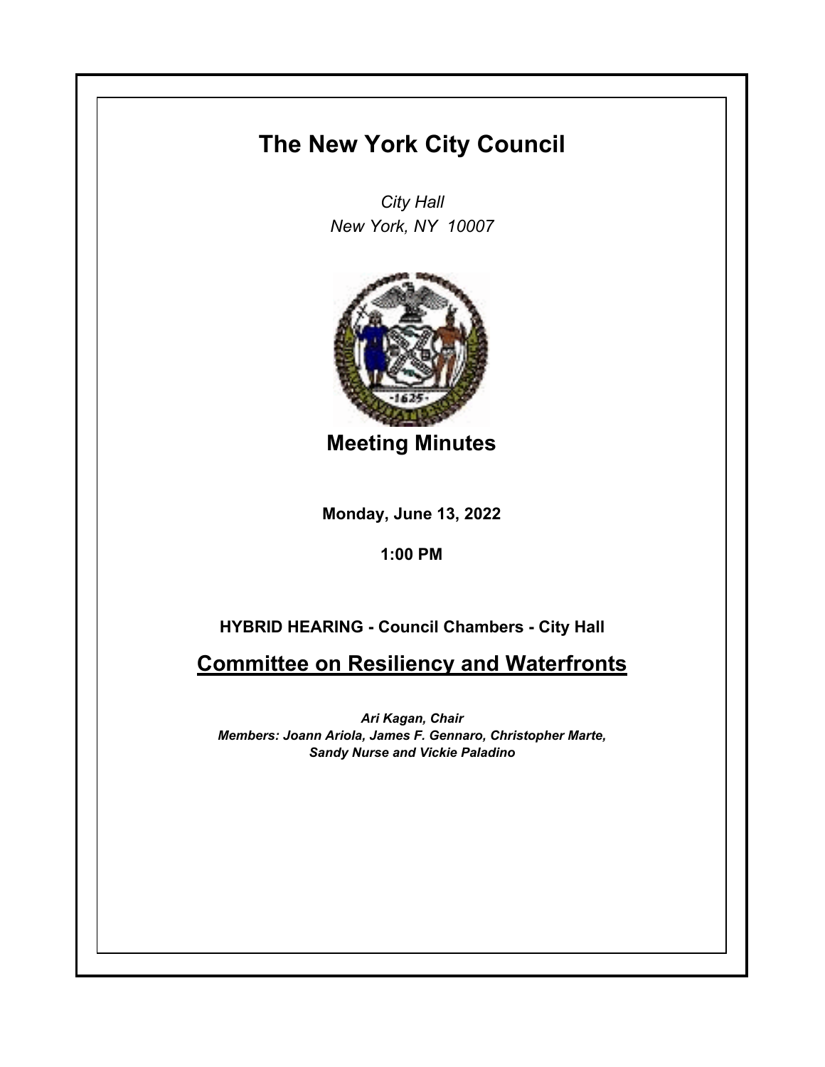# The New York City Council

*City Hall*
*New York, NY 10007*

## Meeting Minutes

**Monday, June 13, 2022**

**1:00 PM**

**HYBRID HEARING - Council Chambers - City Hall**

## Committee on Resiliency and Waterfronts

***Ari Kagan, Chair***
***Members: Joann Ariola, James F. Gennaro, Christopher Marte, Sandy Nurse and Vickie Paladino***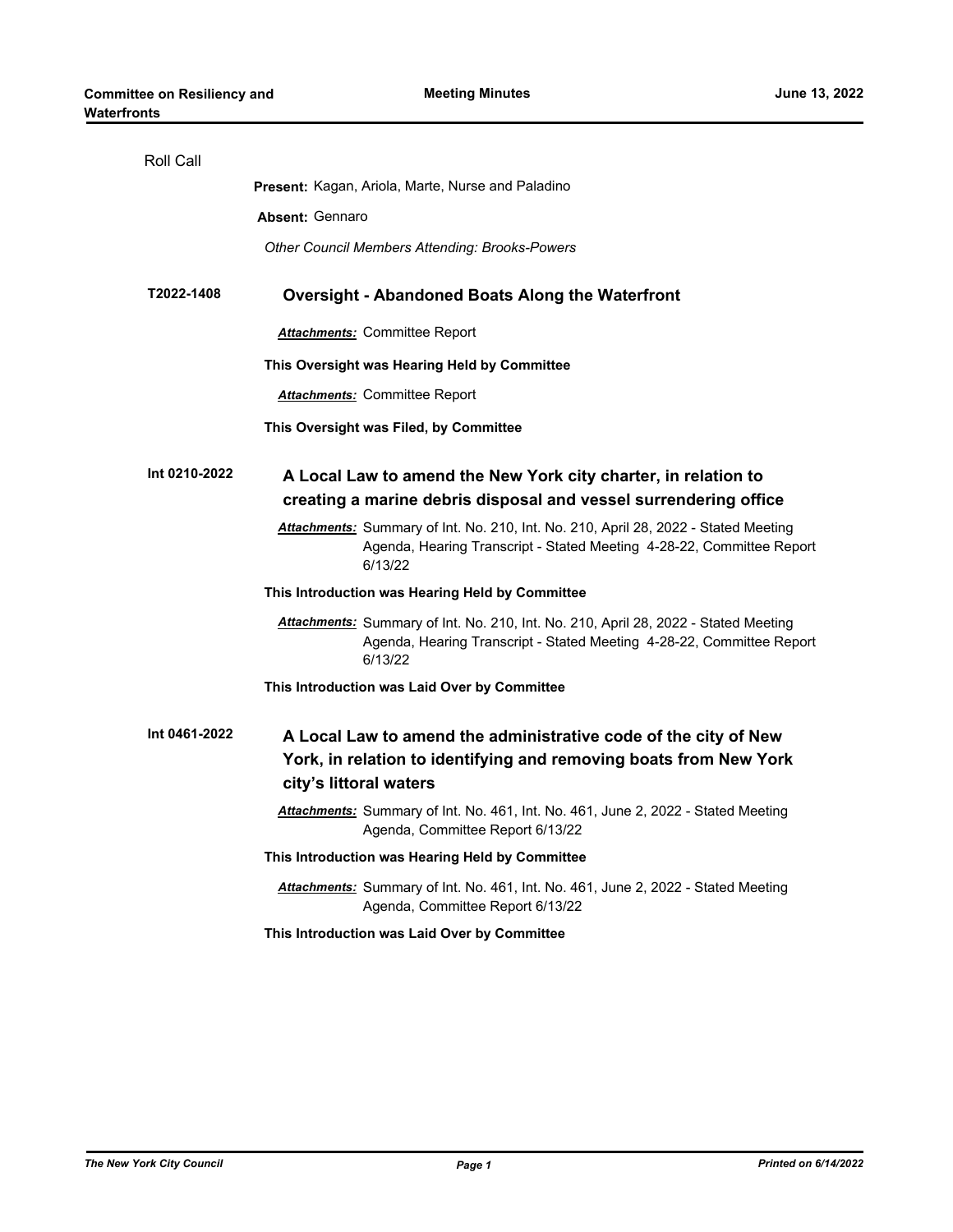Roll Call

**Present:** Kagan, Ariola, Marte, Nurse and Paladino

**Absent:** Gennaro

*Other Council Members Attending: Brooks-Powers*

**T2022-1408** **Oversight - Abandoned Boats Along the Waterfront**

***Attachments:*** Committee Report

**This Oversight was Hearing Held by Committee**

***Attachments:*** Committee Report

**This Oversight was Filed, by Committee**

**Int 0210-2022** **A Local Law to amend the New York city charter, in relation to creating a marine debris disposal and vessel surrendering office**

***Attachments:*** Summary of Int. No. 210, Int. No. 210, April 28, 2022 - Stated Meeting Agenda, Hearing Transcript - Stated Meeting 4-28-22, Committee Report 6/13/22

**This Introduction was Hearing Held by Committee**

***Attachments:*** Summary of Int. No. 210, Int. No. 210, April 28, 2022 - Stated Meeting Agenda, Hearing Transcript - Stated Meeting 4-28-22, Committee Report 6/13/22

**This Introduction was Laid Over by Committee**

**Int 0461-2022** **A Local Law to amend the administrative code of the city of New York, in relation to identifying and removing boats from New York city's littoral waters**

***Attachments:*** Summary of Int. No. 461, Int. No. 461, June 2, 2022 - Stated Meeting Agenda, Committee Report 6/13/22

**This Introduction was Hearing Held by Committee**

***Attachments:*** Summary of Int. No. 461, Int. No. 461, June 2, 2022 - Stated Meeting Agenda, Committee Report 6/13/22

**This Introduction was Laid Over by Committee**